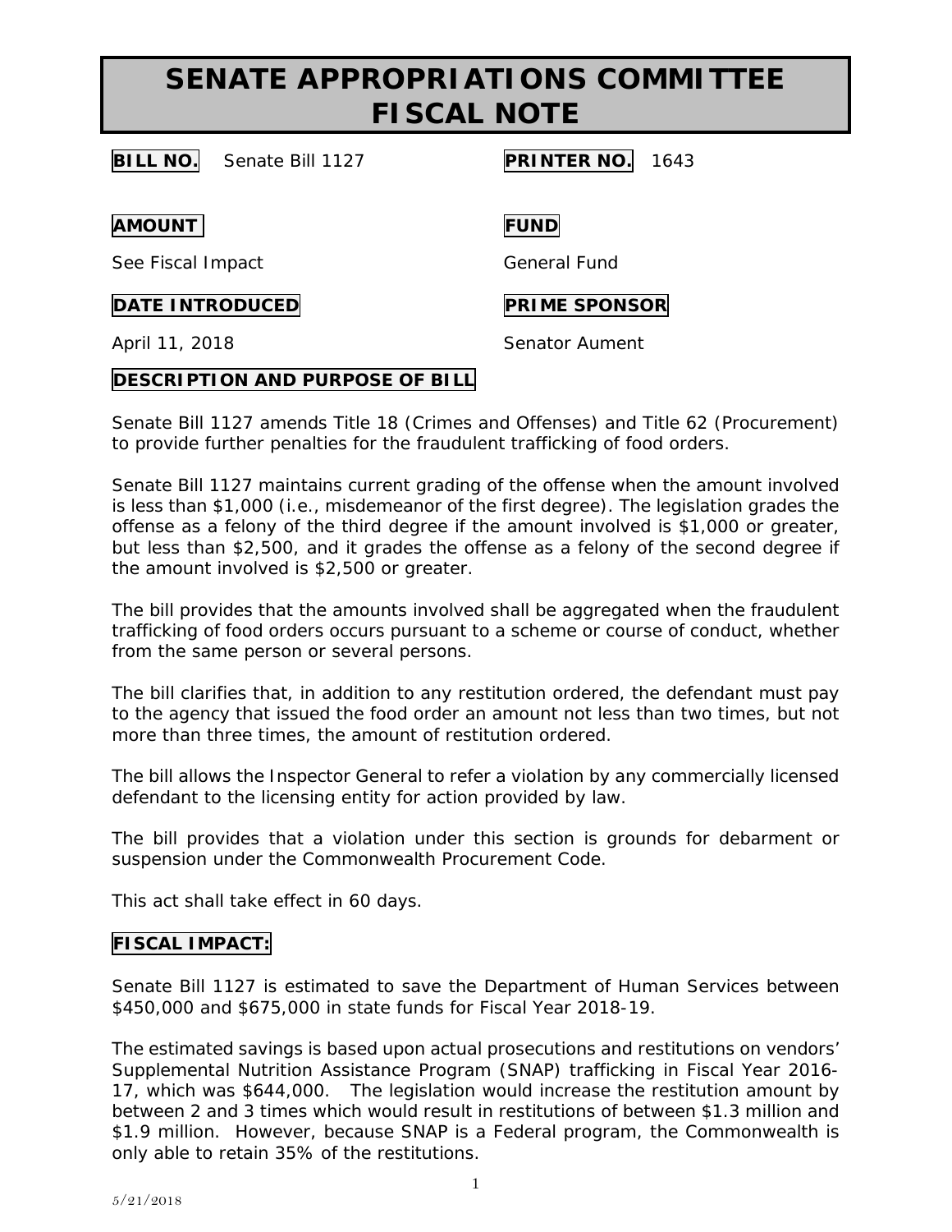# SENATE APPROPRIATIONS COMMITTEE FISCAL NOTE

**BILL NO.** Senate Bill 1127

**PRINTER NO.** 1643

**AMOUNT**

See Fiscal Impact

**FUND**

General Fund

**DATE INTRODUCED**

April 11, 2018

**PRIME SPONSOR**

Senator Aument

**DESCRIPTION AND PURPOSE OF BILL**

Senate Bill 1127 amends Title 18 (Crimes and Offenses) and Title 62 (Procurement) to provide further penalties for the fraudulent trafficking of food orders.

Senate Bill 1127 maintains current grading of the offense when the amount involved is less than $1,000 (i.e., misdemeanor of the first degree). The legislation grades the offense as a felony of the third degree if the amount involved is $1,000 or greater, but less than $2,500, and it grades the offense as a felony of the second degree if the amount involved is $2,500 or greater.

The bill provides that the amounts involved shall be aggregated when the fraudulent trafficking of food orders occurs pursuant to a scheme or course of conduct, whether from the same person or several persons.

The bill clarifies that, in addition to any restitution ordered, the defendant must pay to the agency that issued the food order an amount not less than two times, but not more than three times, the amount of restitution ordered.

The bill allows the Inspector General to refer a violation by any commercially licensed defendant to the licensing entity for action provided by law.

The bill provides that a violation under this section is grounds for debarment or suspension under the Commonwealth Procurement Code.

This act shall take effect in 60 days.

**FISCAL IMPACT:**

Senate Bill 1127 is estimated to save the Department of Human Services between $450,000 and $675,000 in state funds for Fiscal Year 2018-19.

The estimated savings is based upon actual prosecutions and restitutions on vendors' Supplemental Nutrition Assistance Program (SNAP) trafficking in Fiscal Year 2016-17, which was $644,000. The legislation would increase the restitution amount by between 2 and 3 times which would result in restitutions of between $1.3 million and $1.9 million. However, because SNAP is a Federal program, the Commonwealth is only able to retain 35% of the restitutions.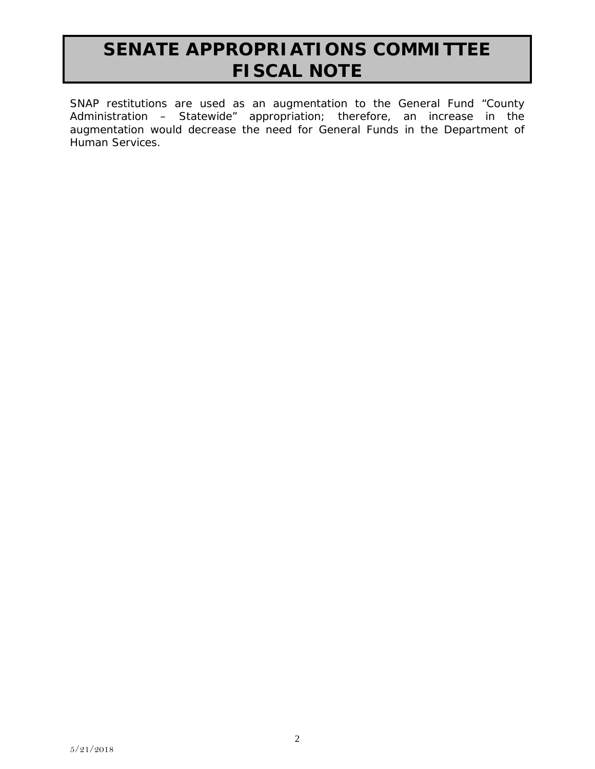# SENATE APPROPRIATIONS COMMITTEE FISCAL NOTE

SNAP restitutions are used as an augmentation to the General Fund "County Administration – Statewide" appropriation; therefore, an increase in the augmentation would decrease the need for General Funds in the Department of Human Services.